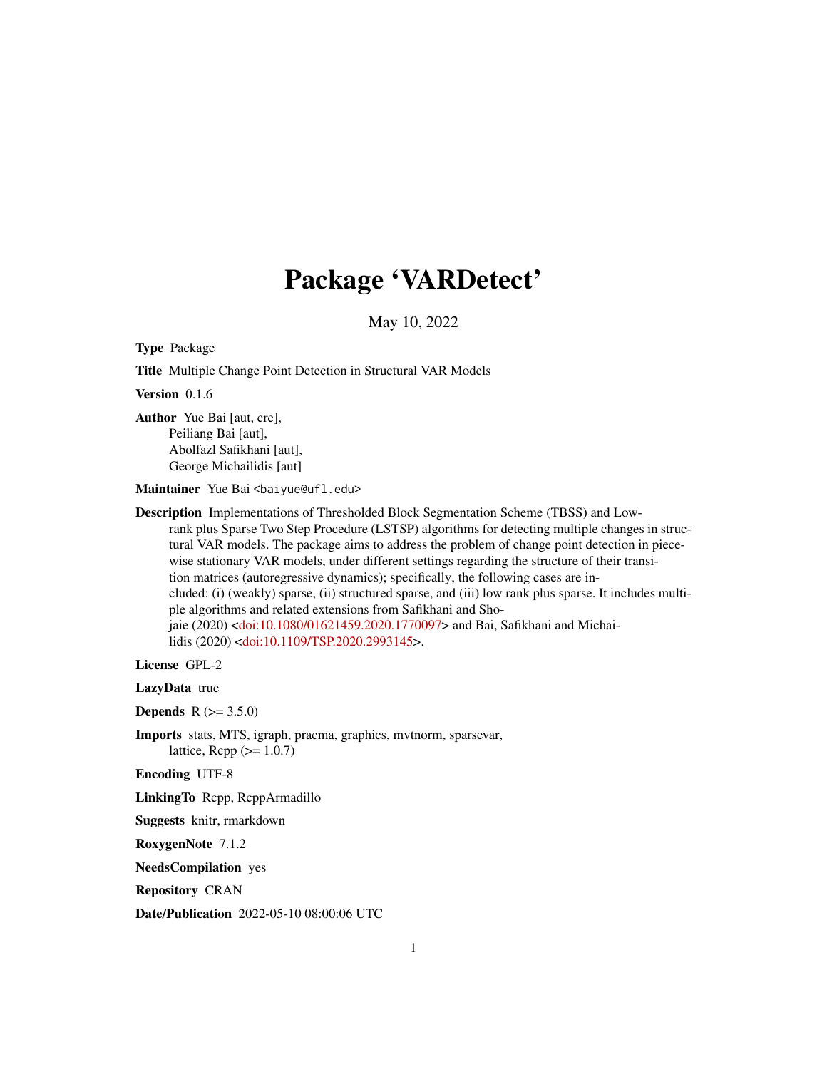# Package 'VARDetect'

May 10, 2022

**Type** Package

**Title** Multiple Change Point Detection in Structural VAR Models

**Version** 0.1.6

**Author** Yue Bai [aut, cre],
Peiliang Bai [aut],
Abolfazl Safikhani [aut],
George Michailidis [aut]

**Maintainer** Yue Bai <baiyue@ufl.edu>

**Description** Implementations of Thresholded Block Segmentation Scheme (TBSS) and Low-rank plus Sparse Two Step Procedure (LSTSP) algorithms for detecting multiple changes in structural VAR models. The package aims to address the problem of change point detection in piecewise stationary VAR models, under different settings regarding the structure of their transition matrices (autoregressive dynamics); specifically, the following cases are included: (i) (weakly) sparse, (ii) structured sparse, and (iii) low rank plus sparse. It includes multiple algorithms and related extensions from Safikhani and Shojaie (2020) <doi:10.1080/01621459.2020.1770097> and Bai, Safikhani and Michailidis (2020) <doi:10.1109/TSP.2020.2993145>.

**License** GPL-2

**LazyData** true

**Depends** R (>= 3.5.0)

**Imports** stats, MTS, igraph, pracma, graphics, mvtnorm, sparsevar,
lattice, Rcpp (>= 1.0.7)

**Encoding** UTF-8

**LinkingTo** Rcpp, RcppArmadillo

**Suggests** knitr, rmarkdown

**RoxygenNote** 7.1.2

**NeedsCompilation** yes

**Repository** CRAN

**Date/Publication** 2022-05-10 08:00:06 UTC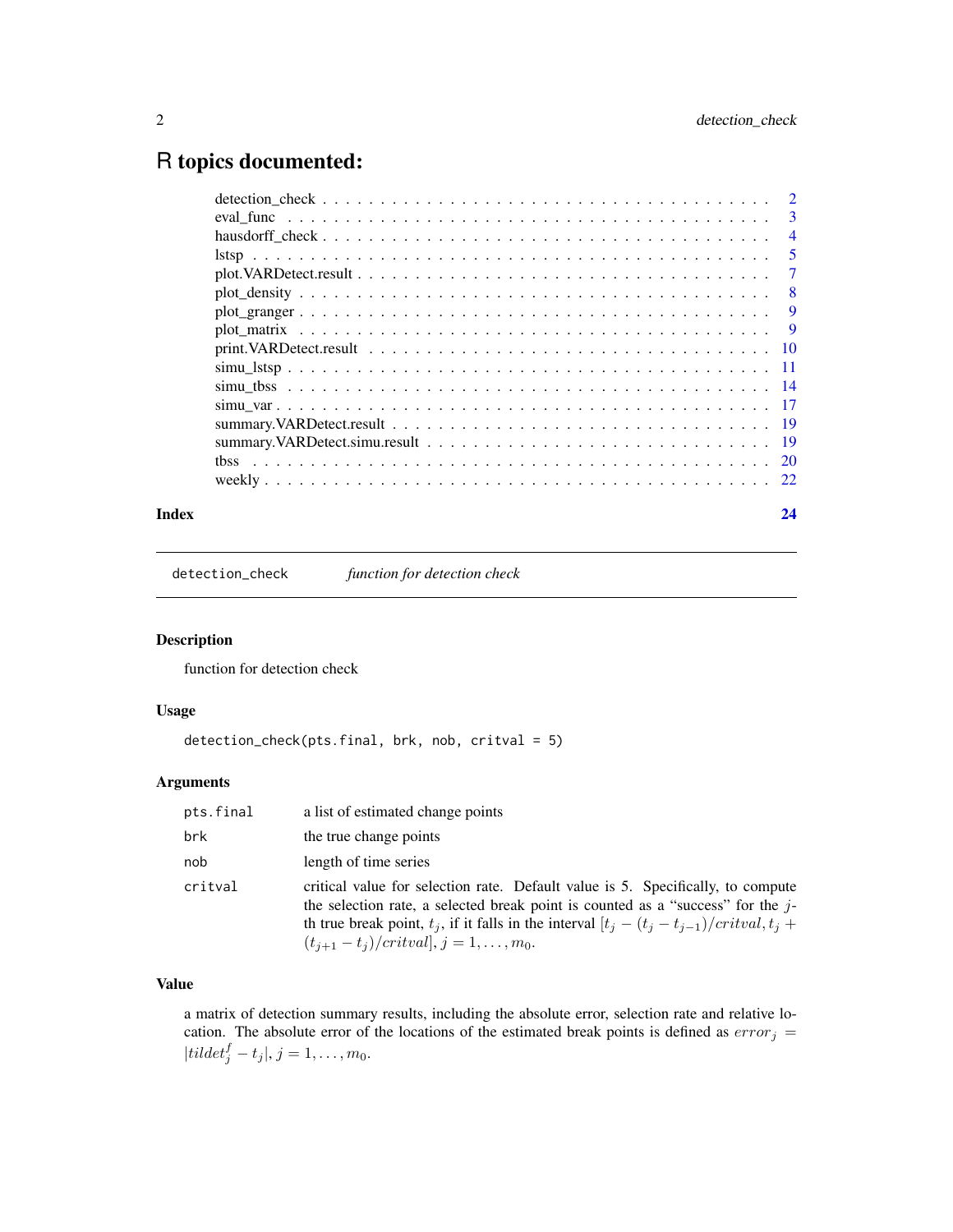# R topics documented:

| | |
|---|---|
| detection_check | 2 |
| eval_func | 3 |
| hausdorff_check | 4 |
| lstsp | 5 |
| plot.VARDetect.result | 7 |
| plot_density | 8 |
| plot_granger | 9 |
| plot_matrix | 9 |
| print.VARDetect.result | 10 |
| simu_lstsp | 11 |
| simu_tbss | 14 |
| simu_var | 17 |
| summary.VARDetect.result | 19 |
| summary.VARDetect.simu.result | 19 |
| tbss | 20 |
| weekly | 22 |
| **Index** | **24** |

---

detection_check &nbsp;&nbsp;&nbsp;&nbsp; *function for detection check*

---

## Description

function for detection check

## Usage

```
detection_check(pts.final, brk, nob, critval = 5)
```

## Arguments

| | |
|---|---|
| pts.final | a list of estimated change points |
| brk | the true change points |
| nob | length of time series |
| critval | critical value for selection rate. Default value is 5. Specifically, to compute the selection rate, a selected break point is counted as a "success" for the $j$-th true break point, $t_j$, if it falls in the interval $[t_j - (t_j - t_{j-1})/critval, t_j + (t_{j+1} - t_j)/critval]$, $j = 1, \ldots, m_0$. |

## Value

a matrix of detection summary results, including the absolute error, selection rate and relative location. The absolute error of the locations of the estimated break points is defined as $error_j = |tildet_j^f - t_j|$, $j = 1, \ldots, m_0$.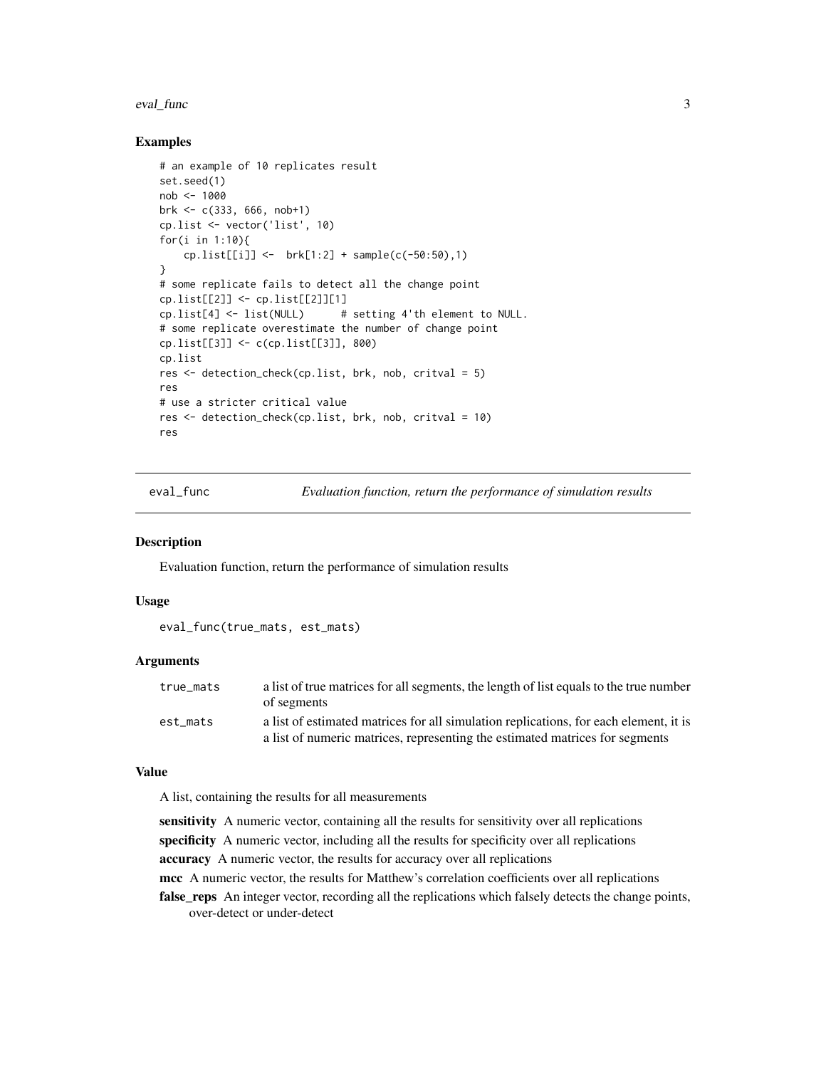### Examples

```
# an example of 10 replicates result
set.seed(1)
nob <- 1000
brk <- c(333, 666, nob+1)
cp.list <- vector('list', 10)
for(i in 1:10){
    cp.list[[i]] <-  brk[1:2] + sample(c(-50:50),1)
}
# some replicate fails to detect all the change point
cp.list[[2]] <- cp.list[[2]][1]
cp.list[4] <- list(NULL)      # setting 4'th element to NULL.
# some replicate overestimate the number of change point
cp.list[[3]] <- c(cp.list[[3]], 800)
cp.list
res <- detection_check(cp.list, brk, nob, critval = 5)
res
# use a stricter critical value
res <- detection_check(cp.list, brk, nob, critval = 10)
res
```

---

## eval_func — *Evaluation function, return the performance of simulation results*

---

### Description

Evaluation function, return the performance of simulation results

### Usage

```
eval_func(true_mats, est_mats)
```

### Arguments

| | |
|---|---|
| true_mats | a list of true matrices for all segments, the length of list equals to the true number of segments |
| est_mats | a list of estimated matrices for all simulation replications, for each element, it is a list of numeric matrices, representing the estimated matrices for segments |

### Value

A list, containing the results for all measurements

**sensitivity** A numeric vector, containing all the results for sensitivity over all replications

**specificity** A numeric vector, including all the results for specificity over all replications

**accuracy** A numeric vector, the results for accuracy over all replications

**mcc** A numeric vector, the results for Matthew's correlation coefficients over all replications

**false_reps** An integer vector, recording all the replications which falsely detects the change points, over-detect or under-detect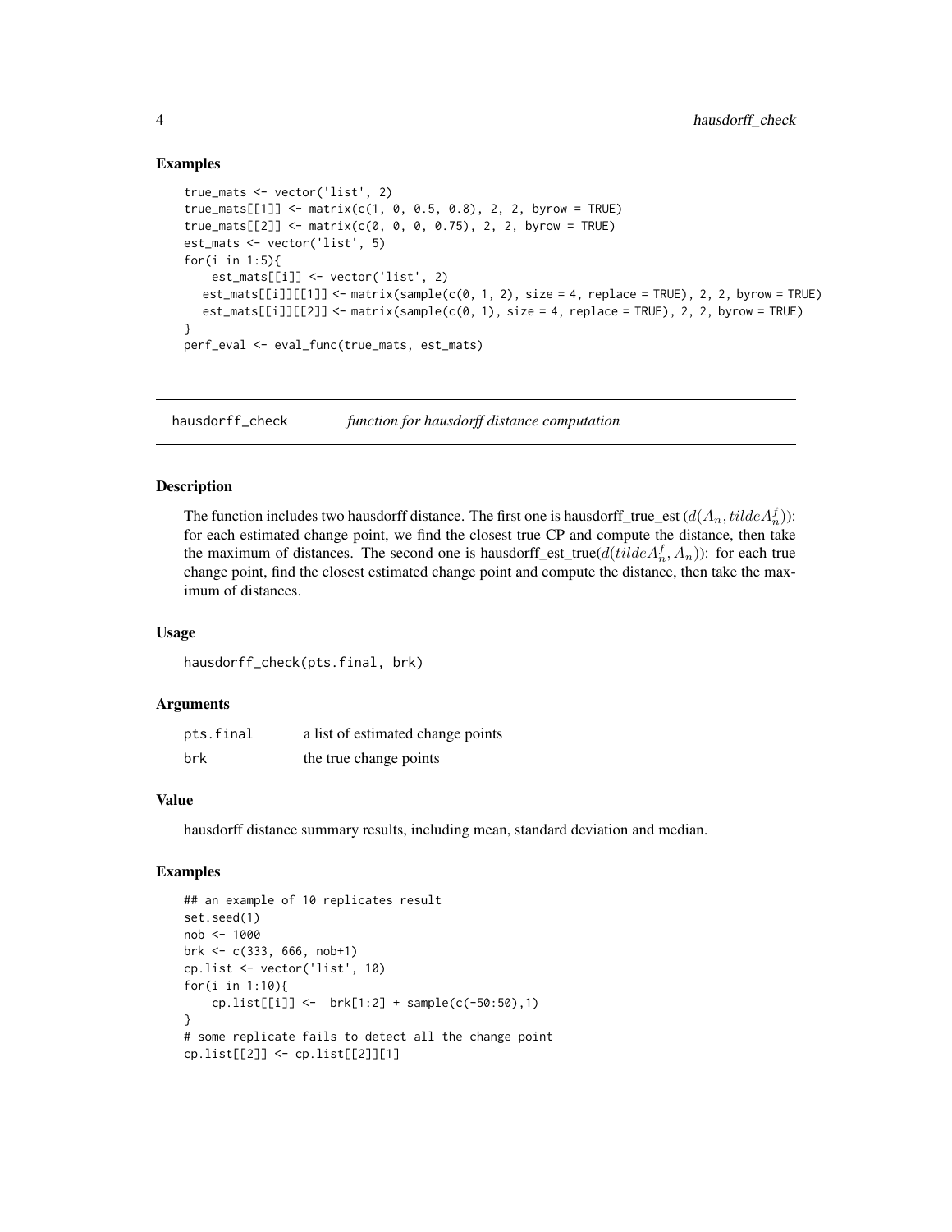### Examples

```
true_mats <- vector('list', 2)
true_mats[[1]] <- matrix(c(1, 0, 0.5, 0.8), 2, 2, byrow = TRUE)
true_mats[[2]] <- matrix(c(0, 0, 0, 0.75), 2, 2, byrow = TRUE)
est_mats <- vector('list', 5)
for(i in 1:5){
    est_mats[[i]] <- vector('list', 2)
   est_mats[[i]][[1]] <- matrix(sample(c(0, 1, 2), size = 4, replace = TRUE), 2, 2, byrow = TRUE)
   est_mats[[i]][[2]] <- matrix(sample(c(0, 1), size = 4, replace = TRUE), 2, 2, byrow = TRUE)
}
perf_eval <- eval_func(true_mats, est_mats)
```

---

## hausdorff_check — *function for hausdorff distance computation*

### Description

The function includes two hausdorff distance. The first one is hausdorff_true_est ($d(A_n, tildeA_n^f)$): for each estimated change point, we find the closest true CP and compute the distance, then take the maximum of distances. The second one is hausdorff_est_true($d(tildeA_n^f, A_n)$): for each true change point, find the closest estimated change point and compute the distance, then take the maximum of distances.

### Usage

```
hausdorff_check(pts.final, brk)
```

### Arguments

| | |
|---|---|
| pts.final | a list of estimated change points |
| brk | the true change points |

### Value

hausdorff distance summary results, including mean, standard deviation and median.

### Examples

```
## an example of 10 replicates result
set.seed(1)
nob <- 1000
brk <- c(333, 666, nob+1)
cp.list <- vector('list', 10)
for(i in 1:10){
    cp.list[[i]] <-  brk[1:2] + sample(c(-50:50),1)
}
# some replicate fails to detect all the change point
cp.list[[2]] <- cp.list[[2]][1]
```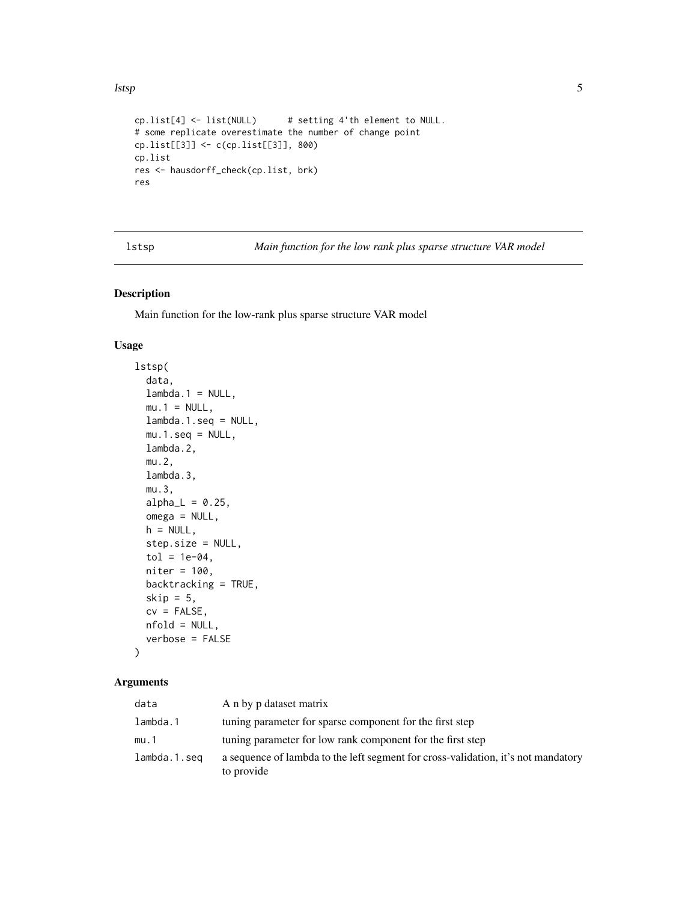```
cp.list[4] <- list(NULL)      # setting 4'th element to NULL.
# some replicate overestimate the number of change point
cp.list[[3]] <- c(cp.list[[3]], 800)
cp.list
res <- hausdorff_check(cp.list, brk)
res
```

## lstsp — *Main function for the low rank plus sparse structure VAR model*

### Description

Main function for the low-rank plus sparse structure VAR model

### Usage

```
lstsp(
  data,
  lambda.1 = NULL,
  mu.1 = NULL,
  lambda.1.seq = NULL,
  mu.1.seq = NULL,
  lambda.2,
  mu.2,
  lambda.3,
  mu.3,
  alpha_L = 0.25,
  omega = NULL,
  h = NULL,
  step.size = NULL,
  tol = 1e-04,
  niter = 100,
  backtracking = TRUE,
  skip = 5,
  cv = FALSE,
  nfold = NULL,
  verbose = FALSE
)
```

### Arguments

| | |
|---|---|
| data | A n by p dataset matrix |
| lambda.1 | tuning parameter for sparse component for the first step |
| mu.1 | tuning parameter for low rank component for the first step |
| lambda.1.seq | a sequence of lambda to the left segment for cross-validation, it's not mandatory to provide |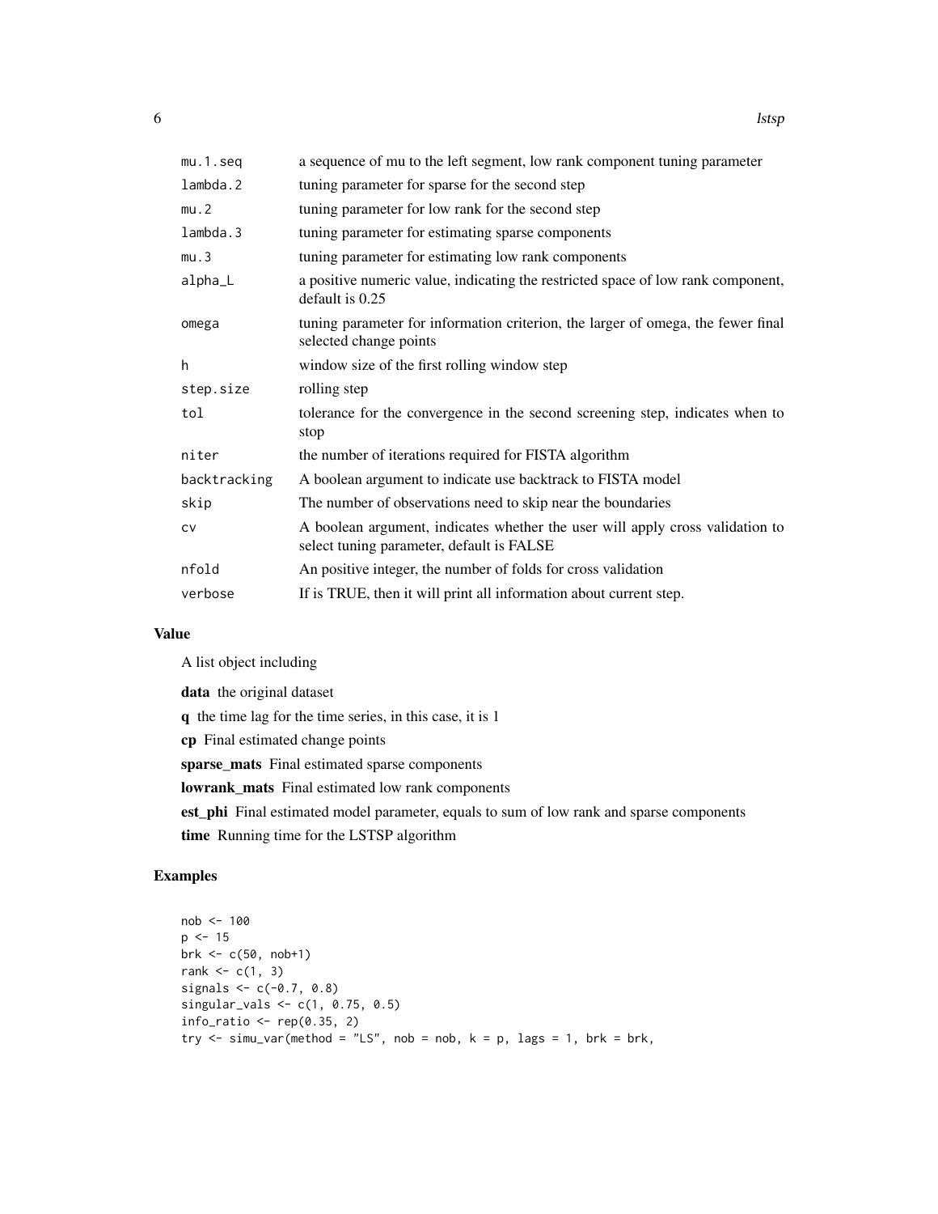| | |
|---|---|
| mu.1.seq | a sequence of mu to the left segment, low rank component tuning parameter |
| lambda.2 | tuning parameter for sparse for the second step |
| mu.2 | tuning parameter for low rank for the second step |
| lambda.3 | tuning parameter for estimating sparse components |
| mu.3 | tuning parameter for estimating low rank components |
| alpha_L | a positive numeric value, indicating the restricted space of low rank component, default is 0.25 |
| omega | tuning parameter for information criterion, the larger of omega, the fewer final selected change points |
| h | window size of the first rolling window step |
| step.size | rolling step |
| tol | tolerance for the convergence in the second screening step, indicates when to stop |
| niter | the number of iterations required for FISTA algorithm |
| backtracking | A boolean argument to indicate use backtrack to FISTA model |
| skip | The number of observations need to skip near the boundaries |
| cv | A boolean argument, indicates whether the user will apply cross validation to select tuning parameter, default is FALSE |
| nfold | An positive integer, the number of folds for cross validation |
| verbose | If is TRUE, then it will print all information about current step. |

### Value

A list object including

**data** the original dataset

**q** the time lag for the time series, in this case, it is 1

**cp** Final estimated change points

**sparse_mats** Final estimated sparse components

**lowrank_mats** Final estimated low rank components

**est_phi** Final estimated model parameter, equals to sum of low rank and sparse components

**time** Running time for the LSTSP algorithm

### Examples

```
nob <- 100
p <- 15
brk <- c(50, nob+1)
rank <- c(1, 3)
signals <- c(-0.7, 0.8)
singular_vals <- c(1, 0.75, 0.5)
info_ratio <- rep(0.35, 2)
try <- simu_var(method = "LS", nob = nob, k = p, lags = 1, brk = brk,
```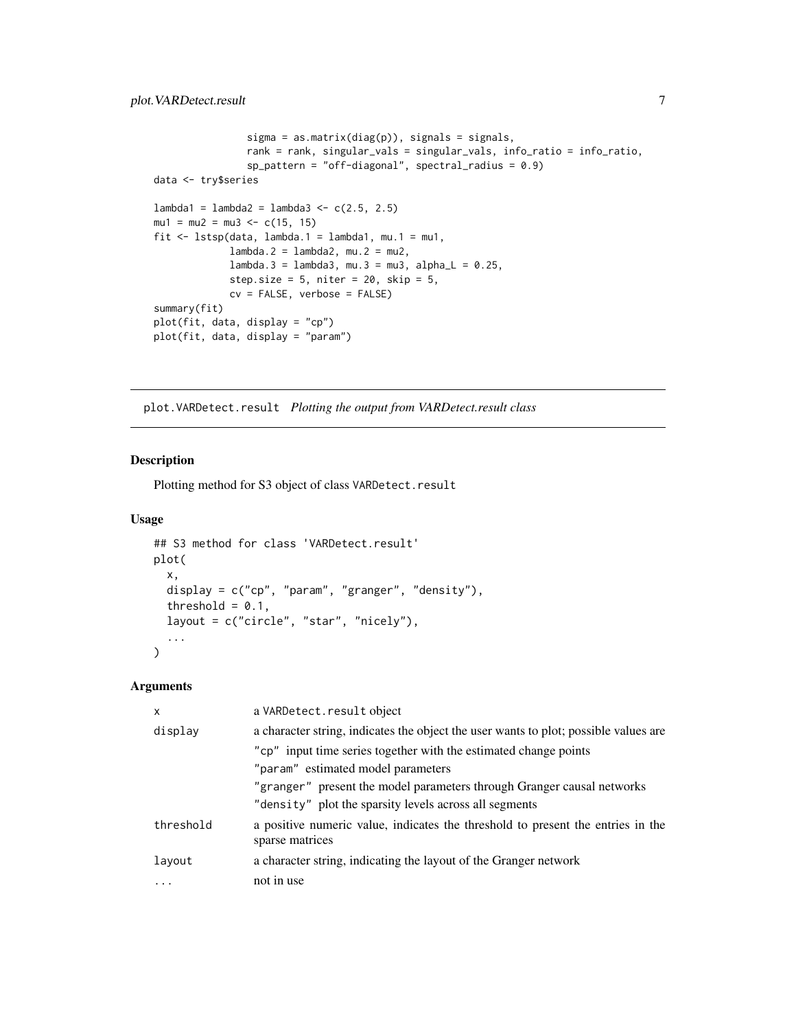```
                sigma = as.matrix(diag(p)), signals = signals,
                rank = rank, singular_vals = singular_vals, info_ratio = info_ratio,
                sp_pattern = "off-diagonal", spectral_radius = 0.9)
data <- try$series

lambda1 = lambda2 = lambda3 <- c(2.5, 2.5)
mu1 = mu2 = mu3 <- c(15, 15)
fit <- lstsp(data, lambda.1 = lambda1, mu.1 = mu1,
             lambda.2 = lambda2, mu.2 = mu2,
             lambda.3 = lambda3, mu.3 = mu3, alpha_L = 0.25,
             step.size = 5, niter = 20, skip = 5,
             cv = FALSE, verbose = FALSE)
summary(fit)
plot(fit, data, display = "cp")
plot(fit, data, display = "param")
```

## plot.VARDetect.result *Plotting the output from VARDetect.result class*

### Description

Plotting method for S3 object of class `VARDetect.result`

### Usage

```
## S3 method for class 'VARDetect.result'
plot(
  x,
  display = c("cp", "param", "granger", "density"),
  threshold = 0.1,
  layout = c("circle", "star", "nicely"),
  ...
)
```

### Arguments

| | |
|---|---|
| x | a `VARDetect.result` object |
| display | a character string, indicates the object the user wants to plot; possible values are<br>"cp" input time series together with the estimated change points<br>"param" estimated model parameters<br>"granger" present the model parameters through Granger causal networks<br>"density" plot the sparsity levels across all segments |
| threshold | a positive numeric value, indicates the threshold to present the entries in the sparse matrices |
| layout | a character string, indicating the layout of the Granger network |
| ... | not in use |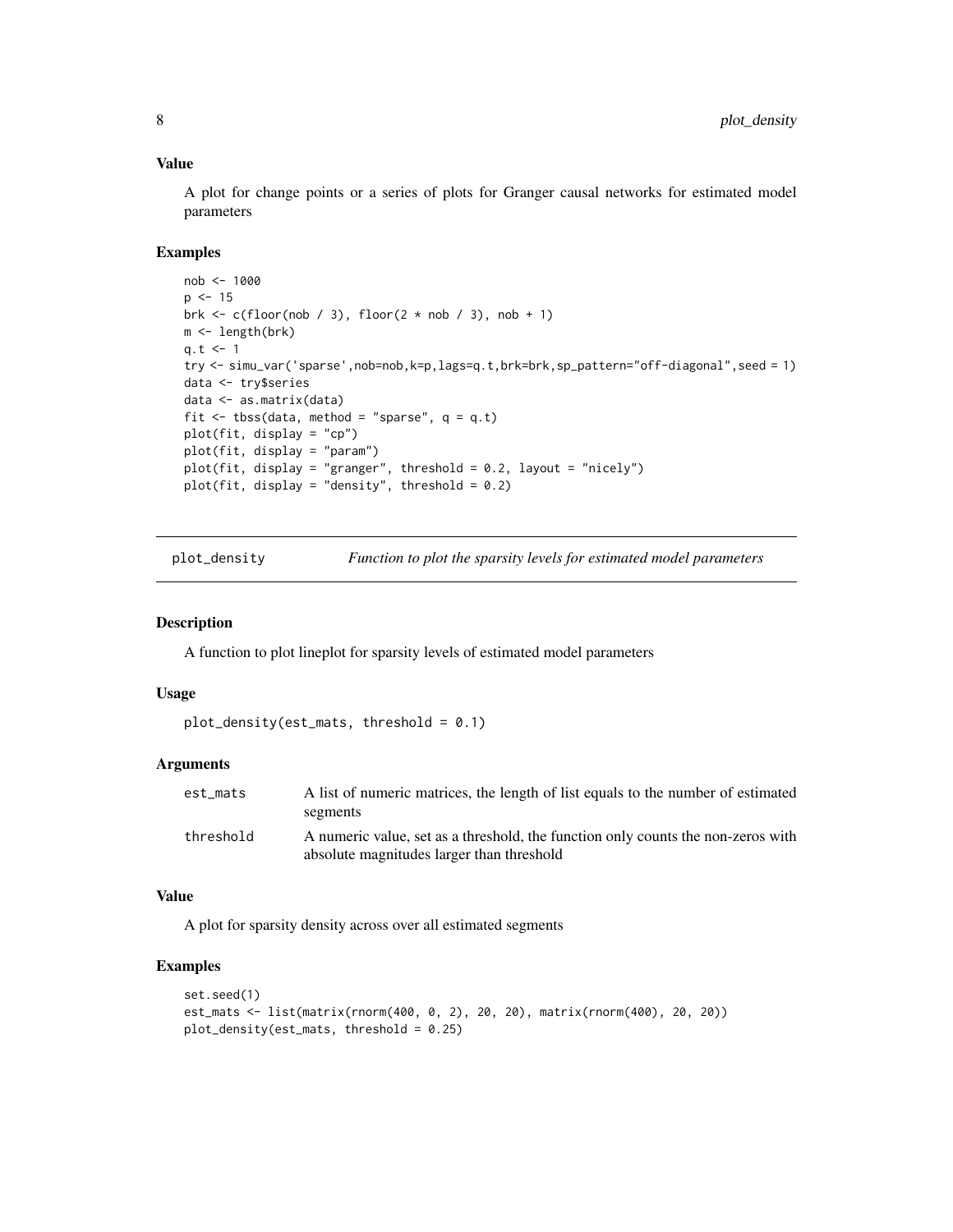### Value

A plot for change points or a series of plots for Granger causal networks for estimated model parameters

### Examples

```
nob <- 1000
p <- 15
brk <- c(floor(nob / 3), floor(2 * nob / 3), nob + 1)
m <- length(brk)
q.t <- 1
try <- simu_var('sparse',nob=nob,k=p,lags=q.t,brk=brk,sp_pattern="off-diagonal",seed = 1)
data <- try$series
data <- as.matrix(data)
fit <- tbss(data, method = "sparse", q = q.t)
plot(fit, display = "cp")
plot(fit, display = "param")
plot(fit, display = "granger", threshold = 0.2, layout = "nicely")
plot(fit, display = "density", threshold = 0.2)
```

---

## plot_density — *Function to plot the sparsity levels for estimated model parameters*

---

### Description

A function to plot lineplot for sparsity levels of estimated model parameters

### Usage

```
plot_density(est_mats, threshold = 0.1)
```

### Arguments

| | |
|---|---|
| est_mats | A list of numeric matrices, the length of list equals to the number of estimated segments |
| threshold | A numeric value, set as a threshold, the function only counts the non-zeros with absolute magnitudes larger than threshold |

### Value

A plot for sparsity density across over all estimated segments

### Examples

```
set.seed(1)
est_mats <- list(matrix(rnorm(400, 0, 2), 20, 20), matrix(rnorm(400), 20, 20))
plot_density(est_mats, threshold = 0.25)
```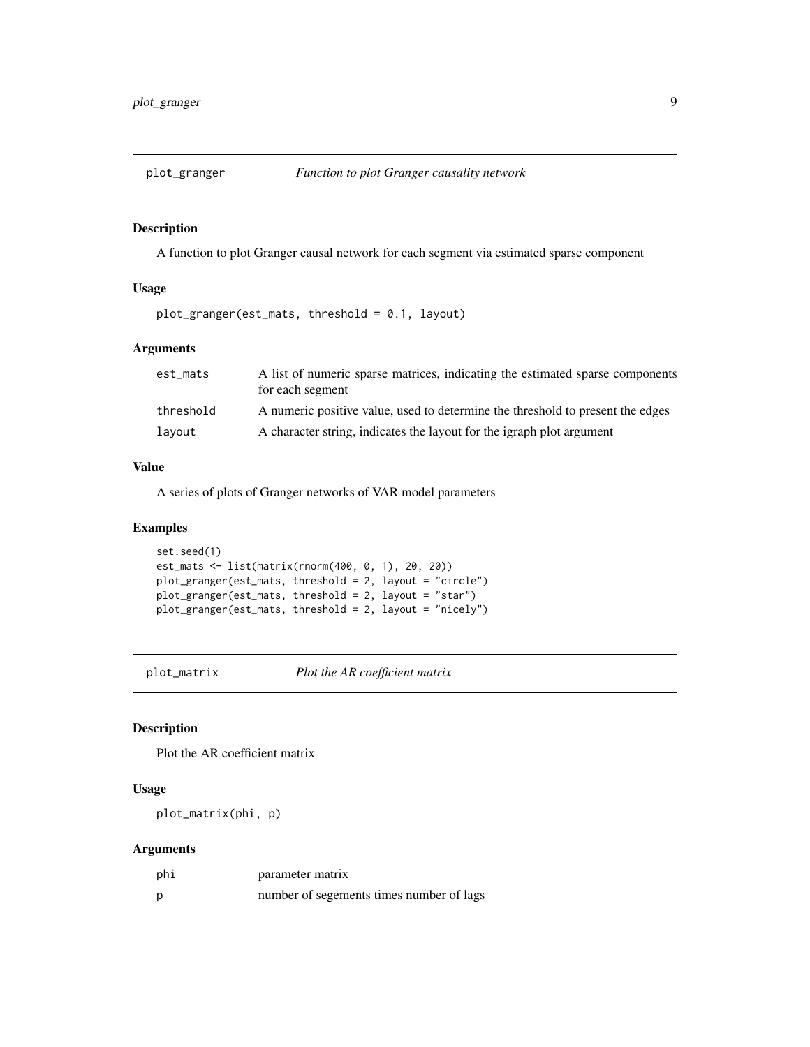## plot_granger — *Function to plot Granger causality network*

### Description

A function to plot Granger causal network for each segment via estimated sparse component

### Usage

```
plot_granger(est_mats, threshold = 0.1, layout)
```

### Arguments

| | |
|---|---|
| est_mats | A list of numeric sparse matrices, indicating the estimated sparse components for each segment |
| threshold | A numeric positive value, used to determine the threshold to present the edges |
| layout | A character string, indicates the layout for the igraph plot argument |

### Value

A series of plots of Granger networks of VAR model parameters

### Examples

```
set.seed(1)
est_mats <- list(matrix(rnorm(400, 0, 1), 20, 20))
plot_granger(est_mats, threshold = 2, layout = "circle")
plot_granger(est_mats, threshold = 2, layout = "star")
plot_granger(est_mats, threshold = 2, layout = "nicely")
```

## plot_matrix — *Plot the AR coefficient matrix*

### Description

Plot the AR coefficient matrix

### Usage

```
plot_matrix(phi, p)
```

### Arguments

| | |
|---|---|
| phi | parameter matrix |
| p | number of segements times number of lags |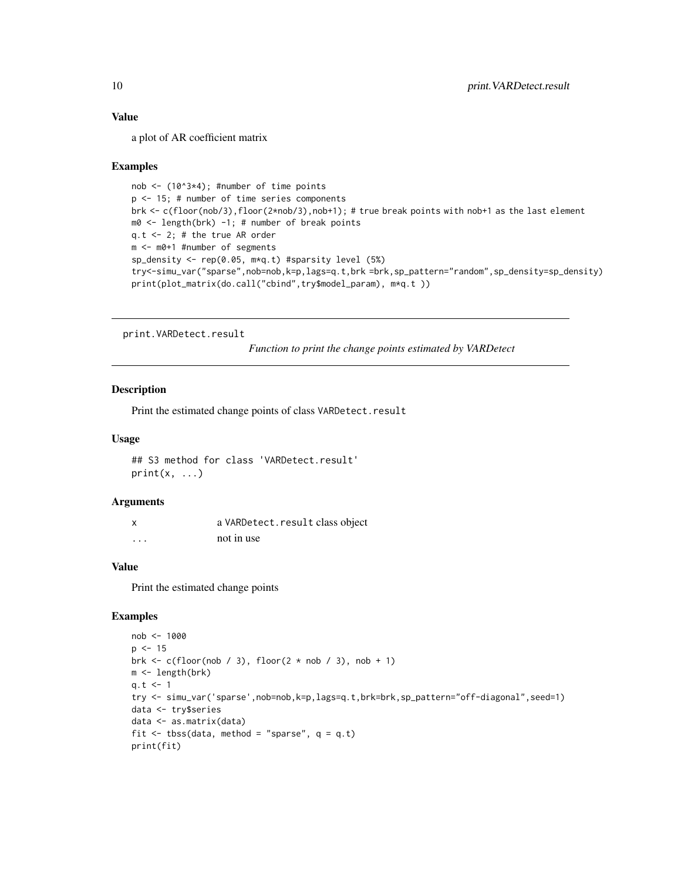### Value

a plot of AR coefficient matrix

### Examples

```
nob <- (10^3*4); #number of time points
p <- 15; # number of time series components
brk <- c(floor(nob/3),floor(2*nob/3),nob+1); # true break points with nob+1 as the last element
m0 <- length(brk) -1; # number of break points
q.t <- 2; # the true AR order
m <- m0+1 #number of segments
sp_density <- rep(0.05, m*q.t) #sparsity level (5%)
try<-simu_var("sparse",nob=nob,k=p,lags=q.t,brk =brk,sp_pattern="random",sp_density=sp_density)
print(plot_matrix(do.call("cbind",try$model_param), m*q.t ))
```

---

## print.VARDetect.result

*Function to print the change points estimated by VARDetect*

### Description

Print the estimated change points of class `VARDetect.result`

### Usage

```
## S3 method for class 'VARDetect.result'
print(x, ...)
```

### Arguments

| | |
|---|---|
| x | a `VARDetect.result` class object |
| ... | not in use |

### Value

Print the estimated change points

### Examples

```
nob <- 1000
p <- 15
brk <- c(floor(nob / 3), floor(2 * nob / 3), nob + 1)
m <- length(brk)
q.t <- 1
try <- simu_var('sparse',nob=nob,k=p,lags=q.t,brk=brk,sp_pattern="off-diagonal",seed=1)
data <- try$series
data <- as.matrix(data)
fit <- tbss(data, method = "sparse", q = q.t)
print(fit)
```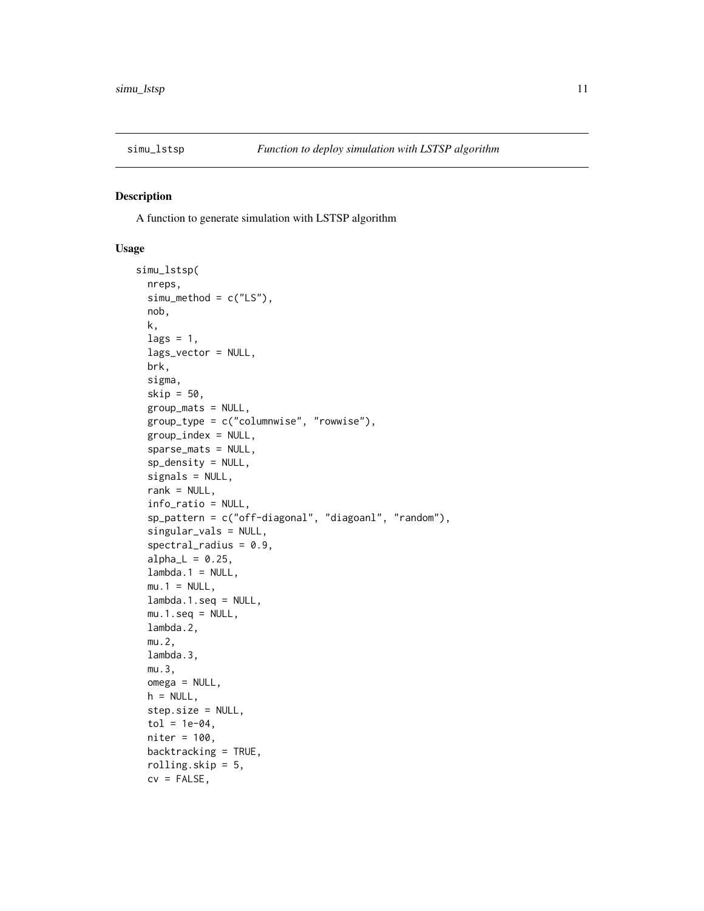## simu_lstsp — *Function to deploy simulation with LSTSP algorithm*

### Description

A function to generate simulation with LSTSP algorithm

### Usage

```
simu_lstsp(
  nreps,
  simu_method = c("LS"),
  nob,
  k,
  lags = 1,
  lags_vector = NULL,
  brk,
  sigma,
  skip = 50,
  group_mats = NULL,
  group_type = c("columnwise", "rowwise"),
  group_index = NULL,
  sparse_mats = NULL,
  sp_density = NULL,
  signals = NULL,
  rank = NULL,
  info_ratio = NULL,
  sp_pattern = c("off-diagonal", "diagoanl", "random"),
  singular_vals = NULL,
  spectral_radius = 0.9,
  alpha_L = 0.25,
  lambda.1 = NULL,
  mu.1 = NULL,
  lambda.1.seq = NULL,
  mu.1.seq = NULL,
  lambda.2,
  mu.2,
  lambda.3,
  mu.3,
  omega = NULL,
  h = NULL,
  step.size = NULL,
  tol = 1e-04,
  niter = 100,
  backtracking = TRUE,
  rolling.skip = 5,
  cv = FALSE,
```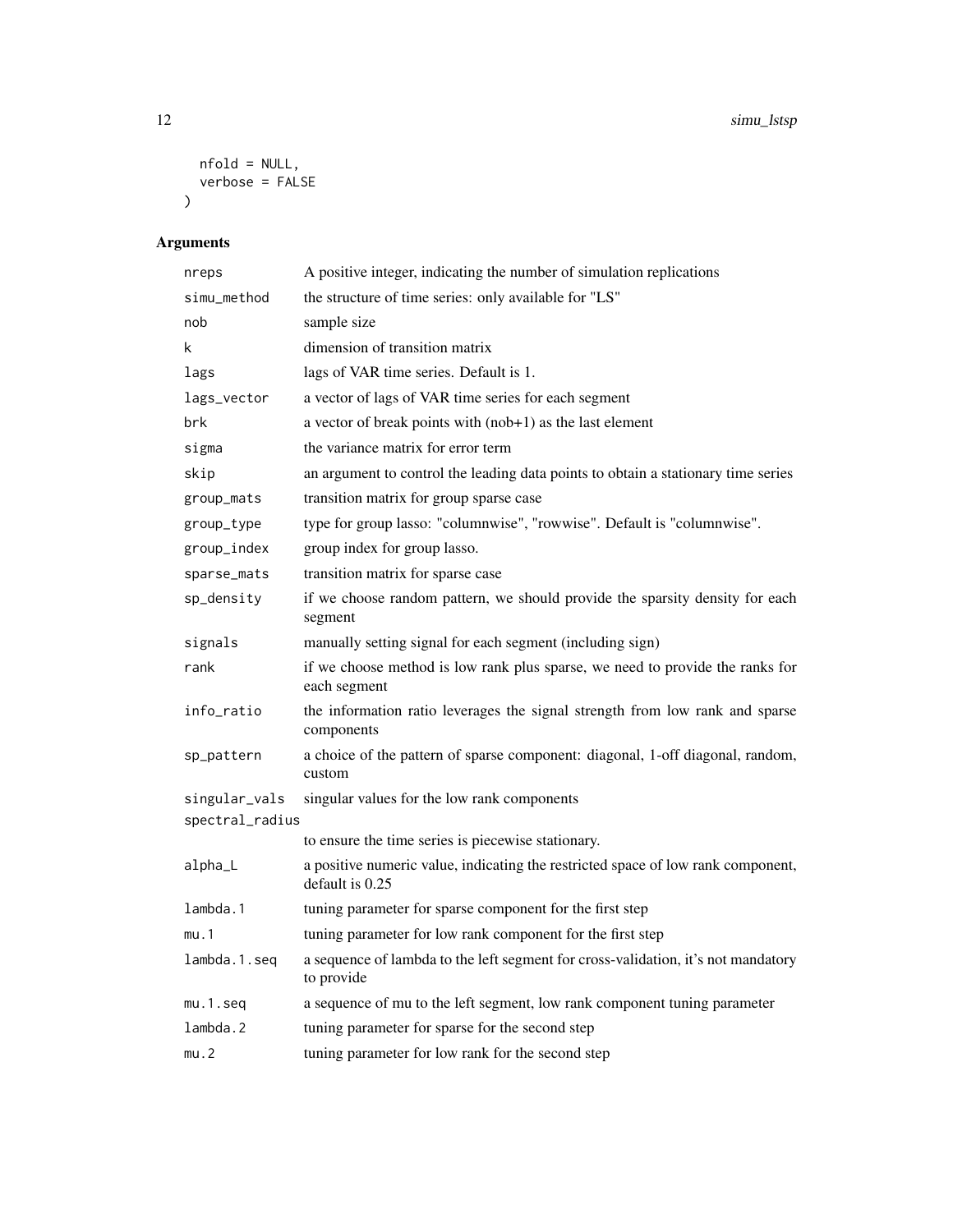```
  nfold = NULL,
  verbose = FALSE
)
```

## Arguments

| | |
|---|---|
| nreps | A positive integer, indicating the number of simulation replications |
| simu_method | the structure of time series: only available for "LS" |
| nob | sample size |
| k | dimension of transition matrix |
| lags | lags of VAR time series. Default is 1. |
| lags_vector | a vector of lags of VAR time series for each segment |
| brk | a vector of break points with (nob+1) as the last element |
| sigma | the variance matrix for error term |
| skip | an argument to control the leading data points to obtain a stationary time series |
| group_mats | transition matrix for group sparse case |
| group_type | type for group lasso: "columnwise", "rowwise". Default is "columnwise". |
| group_index | group index for group lasso. |
| sparse_mats | transition matrix for sparse case |
| sp_density | if we choose random pattern, we should provide the sparsity density for each segment |
| signals | manually setting signal for each segment (including sign) |
| rank | if we choose method is low rank plus sparse, we need to provide the ranks for each segment |
| info_ratio | the information ratio leverages the signal strength from low rank and sparse components |
| sp_pattern | a choice of the pattern of sparse component: diagonal, 1-off diagonal, random, custom |
| singular_vals | singular values for the low rank components |
| spectral_radius | to ensure the time series is piecewise stationary. |
| alpha_L | a positive numeric value, indicating the restricted space of low rank component, default is 0.25 |
| lambda.1 | tuning parameter for sparse component for the first step |
| mu.1 | tuning parameter for low rank component for the first step |
| lambda.1.seq | a sequence of lambda to the left segment for cross-validation, it's not mandatory to provide |
| mu.1.seq | a sequence of mu to the left segment, low rank component tuning parameter |
| lambda.2 | tuning parameter for sparse for the second step |
| mu.2 | tuning parameter for low rank for the second step |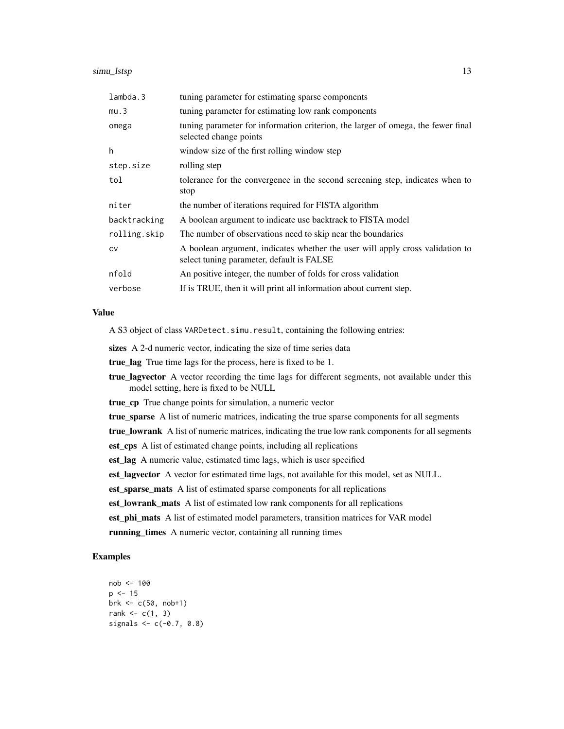| | |
|---|---|
| lambda.3 | tuning parameter for estimating sparse components |
| mu.3 | tuning parameter for estimating low rank components |
| omega | tuning parameter for information criterion, the larger of omega, the fewer final selected change points |
| h | window size of the first rolling window step |
| step.size | rolling step |
| tol | tolerance for the convergence in the second screening step, indicates when to stop |
| niter | the number of iterations required for FISTA algorithm |
| backtracking | A boolean argument to indicate use backtrack to FISTA model |
| rolling.skip | The number of observations need to skip near the boundaries |
| cv | A boolean argument, indicates whether the user will apply cross validation to select tuning parameter, default is FALSE |
| nfold | An positive integer, the number of folds for cross validation |
| verbose | If is TRUE, then it will print all information about current step. |

### Value

A S3 object of class `VARDetect.simu.result`, containing the following entries:

**sizes** A 2-d numeric vector, indicating the size of time series data

**true_lag** True time lags for the process, here is fixed to be 1.

**true_lagvector** A vector recording the time lags for different segments, not available under this model setting, here is fixed to be NULL

**true_cp** True change points for simulation, a numeric vector

**true_sparse** A list of numeric matrices, indicating the true sparse components for all segments

**true_lowrank** A list of numeric matrices, indicating the true low rank components for all segments

**est_cps** A list of estimated change points, including all replications

**est_lag** A numeric value, estimated time lags, which is user specified

**est_lagvector** A vector for estimated time lags, not available for this model, set as NULL.

**est_sparse_mats** A list of estimated sparse components for all replications

**est_lowrank_mats** A list of estimated low rank components for all replications

**est_phi_mats** A list of estimated model parameters, transition matrices for VAR model

**running_times** A numeric vector, containing all running times

### Examples

```
nob <- 100
p <- 15
brk <- c(50, nob+1)
rank <- c(1, 3)
signals <- c(-0.7, 0.8)
```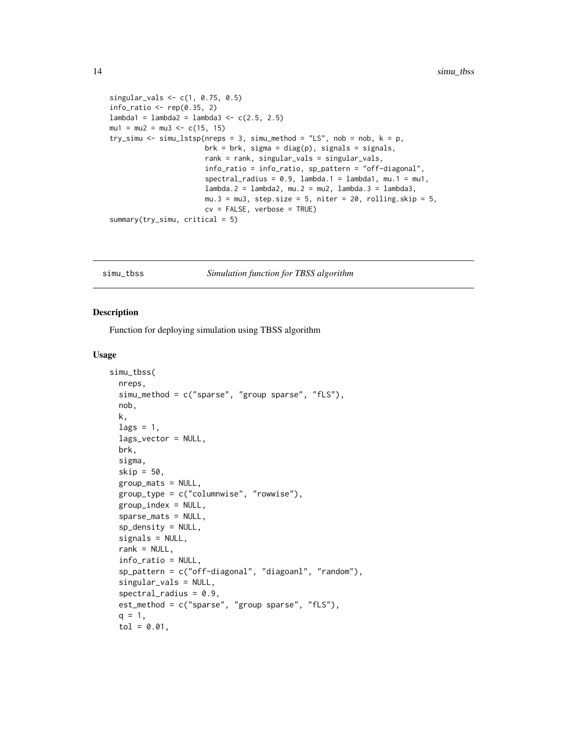```
singular_vals <- c(1, 0.75, 0.5)
info_ratio <- rep(0.35, 2)
lambda1 = lambda2 = lambda3 <- c(2.5, 2.5)
mu1 = mu2 = mu3 <- c(15, 15)
try_simu <- simu_lstsp(nreps = 3, simu_method = "LS", nob = nob, k = p,
                       brk = brk, sigma = diag(p), signals = signals,
                       rank = rank, singular_vals = singular_vals,
                       info_ratio = info_ratio, sp_pattern = "off-diagonal",
                       spectral_radius = 0.9, lambda.1 = lambda1, mu.1 = mu1,
                       lambda.2 = lambda2, mu.2 = mu2, lambda.3 = lambda3,
                       mu.3 = mu3, step.size = 5, niter = 20, rolling.skip = 5,
                       cv = FALSE, verbose = TRUE)
summary(try_simu, critical = 5)
```

---

## simu_tbss — *Simulation function for TBSS algorithm*

---

### Description

Function for deploying simulation using TBSS algorithm

### Usage

```
simu_tbss(
  nreps,
  simu_method = c("sparse", "group sparse", "fLS"),
  nob,
  k,
  lags = 1,
  lags_vector = NULL,
  brk,
  sigma,
  skip = 50,
  group_mats = NULL,
  group_type = c("columnwise", "rowwise"),
  group_index = NULL,
  sparse_mats = NULL,
  sp_density = NULL,
  signals = NULL,
  rank = NULL,
  info_ratio = NULL,
  sp_pattern = c("off-diagonal", "diagoanl", "random"),
  singular_vals = NULL,
  spectral_radius = 0.9,
  est_method = c("sparse", "group sparse", "fLS"),
  q = 1,
  tol = 0.01,
```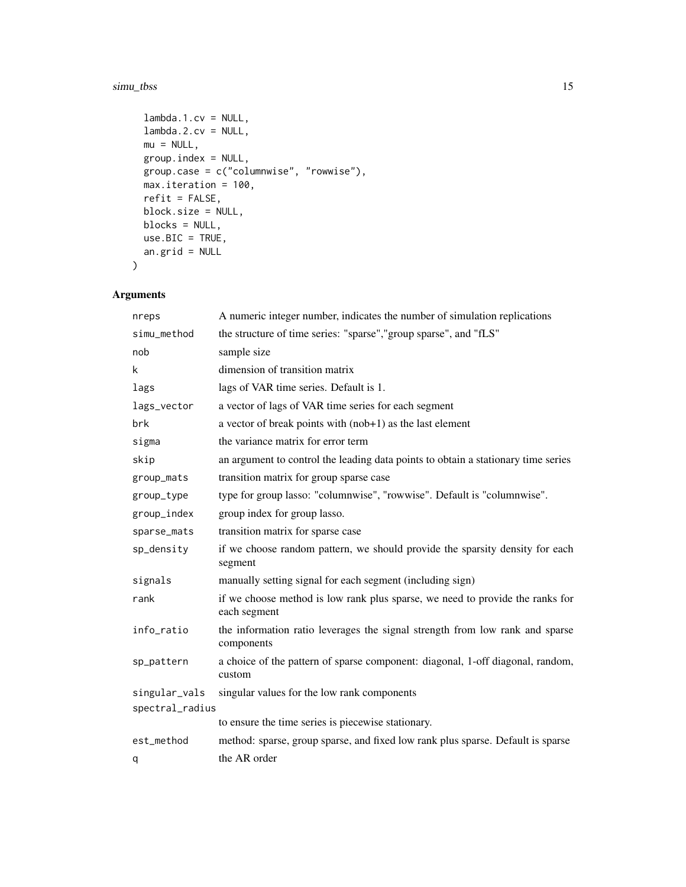```
  lambda.1.cv = NULL,
  lambda.2.cv = NULL,
  mu = NULL,
  group.index = NULL,
  group.case = c("columnwise", "rowwise"),
  max.iteration = 100,
  refit = FALSE,
  block.size = NULL,
  blocks = NULL,
  use.BIC = TRUE,
  an.grid = NULL
)
```

## Arguments

| | |
|---|---|
| nreps | A numeric integer number, indicates the number of simulation replications |
| simu_method | the structure of time series: "sparse","group sparse", and "fLS" |
| nob | sample size |
| k | dimension of transition matrix |
| lags | lags of VAR time series. Default is 1. |
| lags_vector | a vector of lags of VAR time series for each segment |
| brk | a vector of break points with (nob+1) as the last element |
| sigma | the variance matrix for error term |
| skip | an argument to control the leading data points to obtain a stationary time series |
| group_mats | transition matrix for group sparse case |
| group_type | type for group lasso: "columnwise", "rowwise". Default is "columnwise". |
| group_index | group index for group lasso. |
| sparse_mats | transition matrix for sparse case |
| sp_density | if we choose random pattern, we should provide the sparsity density for each segment |
| signals | manually setting signal for each segment (including sign) |
| rank | if we choose method is low rank plus sparse, we need to provide the ranks for each segment |
| info_ratio | the information ratio leverages the signal strength from low rank and sparse components |
| sp_pattern | a choice of the pattern of sparse component: diagonal, 1-off diagonal, random, custom |
| singular_vals | singular values for the low rank components |
| spectral_radius | to ensure the time series is piecewise stationary. |
| est_method | method: sparse, group sparse, and fixed low rank plus sparse. Default is sparse |
| q | the AR order |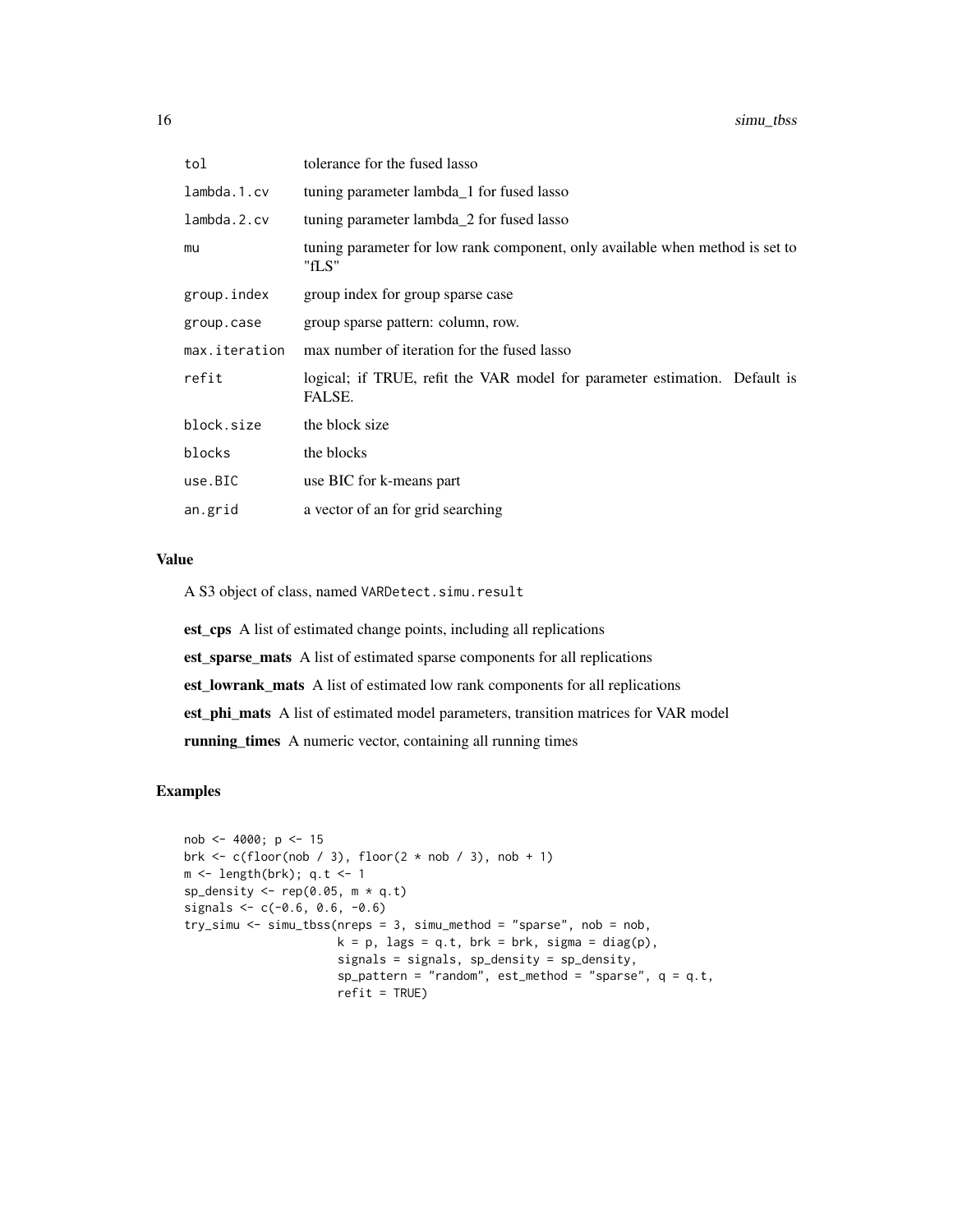| | |
|---|---|
| tol | tolerance for the fused lasso |
| lambda.1.cv | tuning parameter lambda_1 for fused lasso |
| lambda.2.cv | tuning parameter lambda_2 for fused lasso |
| mu | tuning parameter for low rank component, only available when method is set to "fLS" |
| group.index | group index for group sparse case |
| group.case | group sparse pattern: column, row. |
| max.iteration | max number of iteration for the fused lasso |
| refit | logical; if TRUE, refit the VAR model for parameter estimation. Default is FALSE. |
| block.size | the block size |
| blocks | the blocks |
| use.BIC | use BIC for k-means part |
| an.grid | a vector of an for grid searching |

## Value

A S3 object of class, named VARDetect.simu.result

**est_cps** A list of estimated change points, including all replications

**est_sparse_mats** A list of estimated sparse components for all replications

**est_lowrank_mats** A list of estimated low rank components for all replications

**est_phi_mats** A list of estimated model parameters, transition matrices for VAR model

**running_times** A numeric vector, containing all running times

## Examples

```
nob <- 4000; p <- 15
brk <- c(floor(nob / 3), floor(2 * nob / 3), nob + 1)
m <- length(brk); q.t <- 1
sp_density <- rep(0.05, m * q.t)
signals <- c(-0.6, 0.6, -0.6)
try_simu <- simu_tbss(nreps = 3, simu_method = "sparse", nob = nob,
                      k = p, lags = q.t, brk = brk, sigma = diag(p),
                      signals = signals, sp_density = sp_density,
                      sp_pattern = "random", est_method = "sparse", q = q.t,
                      refit = TRUE)
```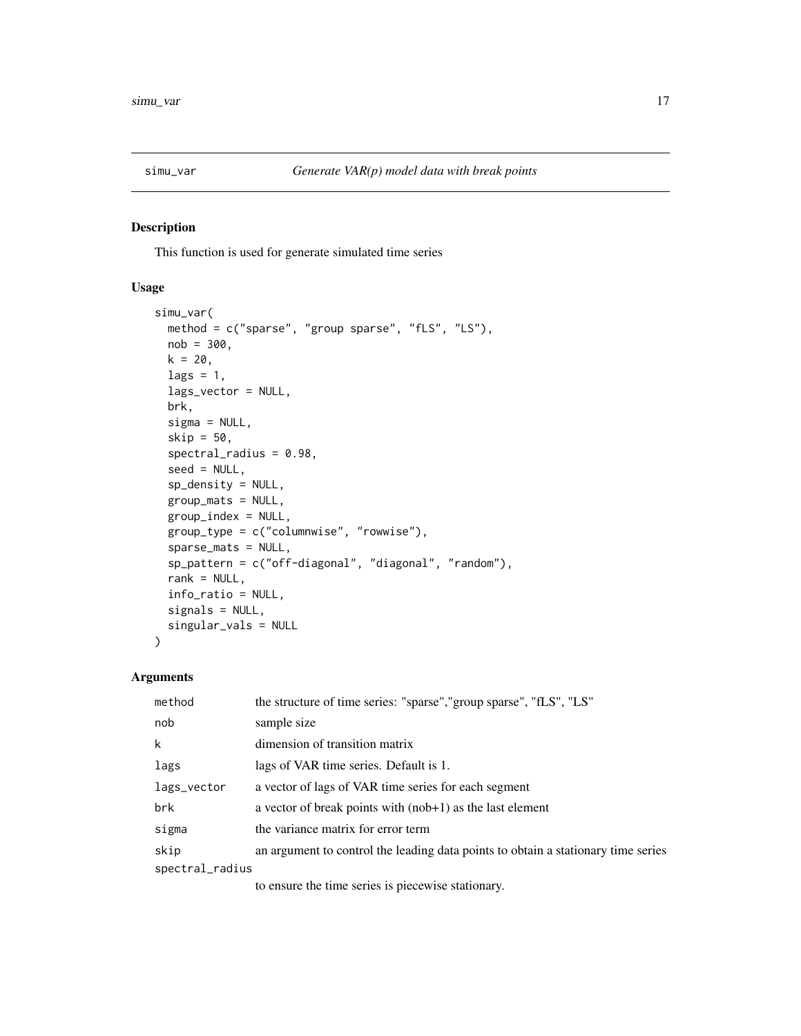simu_var *Generate VAR(p) model data with break points*

## Description

This function is used for generate simulated time series

## Usage

```
simu_var(
  method = c("sparse", "group sparse", "fLS", "LS"),
  nob = 300,
  k = 20,
  lags = 1,
  lags_vector = NULL,
  brk,
  sigma = NULL,
  skip = 50,
  spectral_radius = 0.98,
  seed = NULL,
  sp_density = NULL,
  group_mats = NULL,
  group_index = NULL,
  group_type = c("columnwise", "rowwise"),
  sparse_mats = NULL,
  sp_pattern = c("off-diagonal", "diagonal", "random"),
  rank = NULL,
  info_ratio = NULL,
  signals = NULL,
  singular_vals = NULL
)
```

## Arguments

| | |
|---|---|
| method | the structure of time series: "sparse","group sparse", "fLS", "LS" |
| nob | sample size |
| k | dimension of transition matrix |
| lags | lags of VAR time series. Default is 1. |
| lags_vector | a vector of lags of VAR time series for each segment |
| brk | a vector of break points with (nob+1) as the last element |
| sigma | the variance matrix for error term |
| skip | an argument to control the leading data points to obtain a stationary time series |
| spectral_radius | to ensure the time series is piecewise stationary. |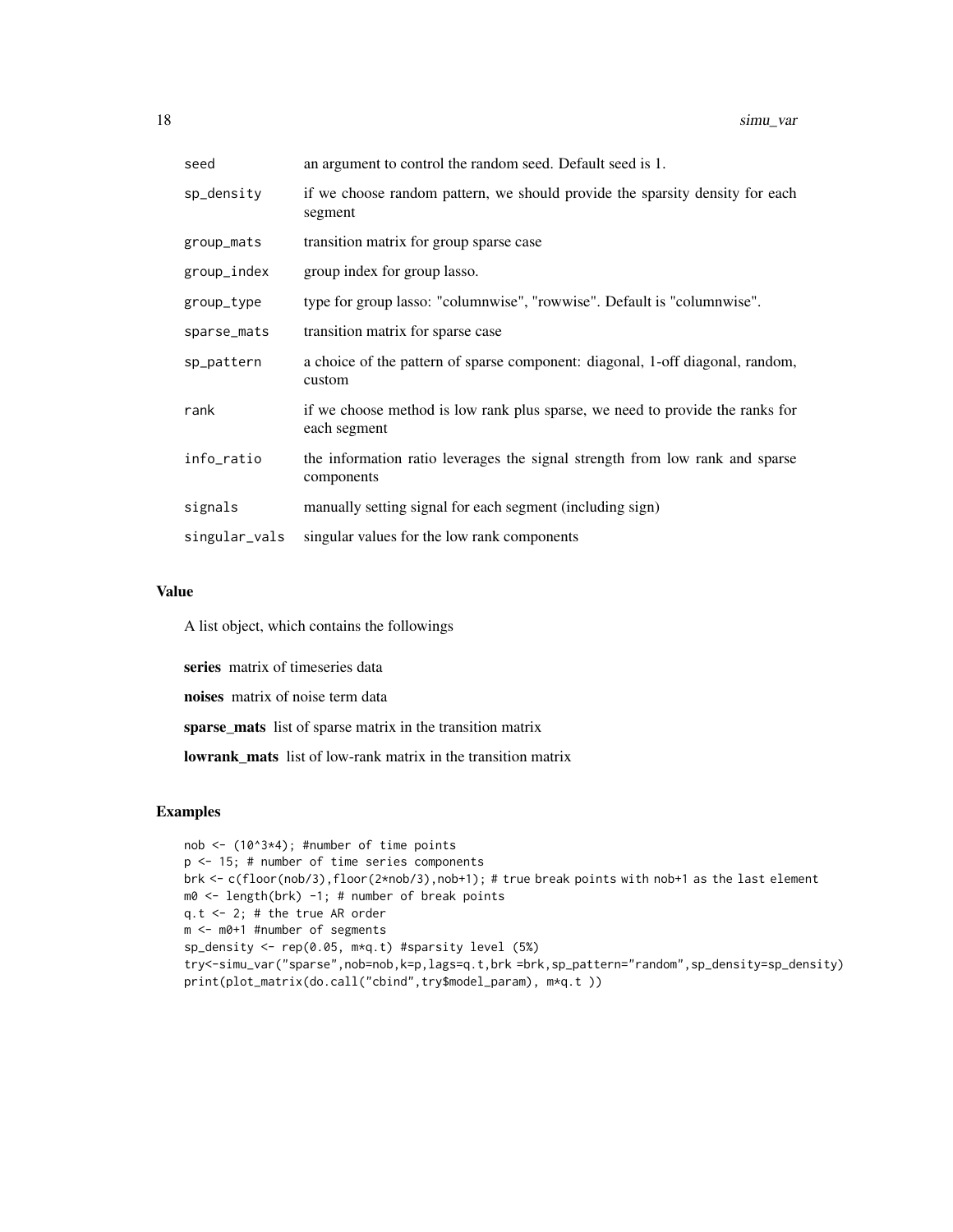| | |
|---|---|
| seed | an argument to control the random seed. Default seed is 1. |
| sp_density | if we choose random pattern, we should provide the sparsity density for each segment |
| group_mats | transition matrix for group sparse case |
| group_index | group index for group lasso. |
| group_type | type for group lasso: "columnwise", "rowwise". Default is "columnwise". |
| sparse_mats | transition matrix for sparse case |
| sp_pattern | a choice of the pattern of sparse component: diagonal, 1-off diagonal, random, custom |
| rank | if we choose method is low rank plus sparse, we need to provide the ranks for each segment |
| info_ratio | the information ratio leverages the signal strength from low rank and sparse components |
| signals | manually setting signal for each segment (including sign) |
| singular_vals | singular values for the low rank components |

## Value

A list object, which contains the followings

**series** matrix of timeseries data

**noises** matrix of noise term data

**sparse_mats** list of sparse matrix in the transition matrix

**lowrank_mats** list of low-rank matrix in the transition matrix

## Examples

```
nob <- (10^3*4); #number of time points
p <- 15; # number of time series components
brk <- c(floor(nob/3),floor(2*nob/3),nob+1); # true break points with nob+1 as the last element
m0 <- length(brk) -1; # number of break points
q.t <- 2; # the true AR order
m <- m0+1 #number of segments
sp_density <- rep(0.05, m*q.t) #sparsity level (5%)
try<-simu_var("sparse",nob=nob,k=p,lags=q.t,brk =brk,sp_pattern="random",sp_density=sp_density)
print(plot_matrix(do.call("cbind",try$model_param), m*q.t ))
```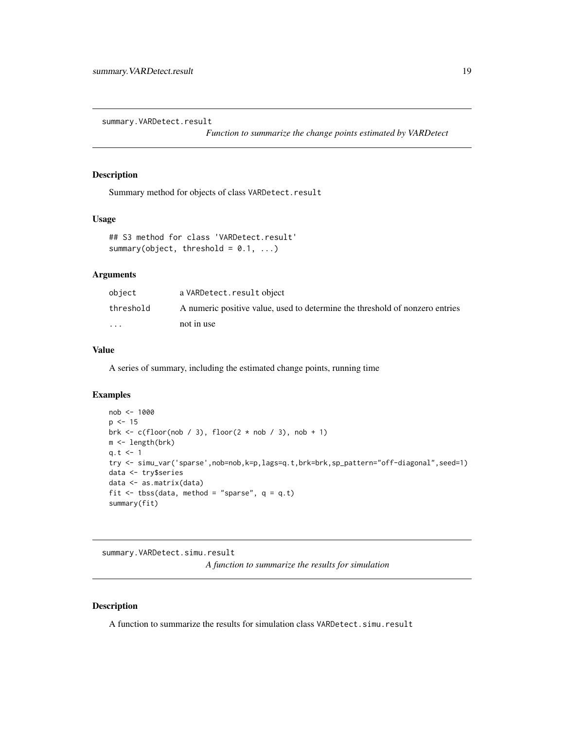## summary.VARDetect.result

*Function to summarize the change points estimated by VARDetect*

### Description

Summary method for objects of class `VARDetect.result`

### Usage

```
## S3 method for class 'VARDetect.result'
summary(object, threshold = 0.1, ...)
```

### Arguments

| | |
|---|---|
| `object` | a `VARDetect.result` object |
| `threshold` | A numeric positive value, used to determine the threshold of nonzero entries |
| `...` | not in use |

### Value

A series of summary, including the estimated change points, running time

### Examples

```
nob <- 1000
p <- 15
brk <- c(floor(nob / 3), floor(2 * nob / 3), nob + 1)
m <- length(brk)
q.t <- 1
try <- simu_var('sparse',nob=nob,k=p,lags=q.t,brk=brk,sp_pattern="off-diagonal",seed=1)
data <- try$series
data <- as.matrix(data)
fit <- tbss(data, method = "sparse", q = q.t)
summary(fit)
```

## summary.VARDetect.simu.result

*A function to summarize the results for simulation*

### Description

A function to summarize the results for simulation class `VARDetect.simu.result`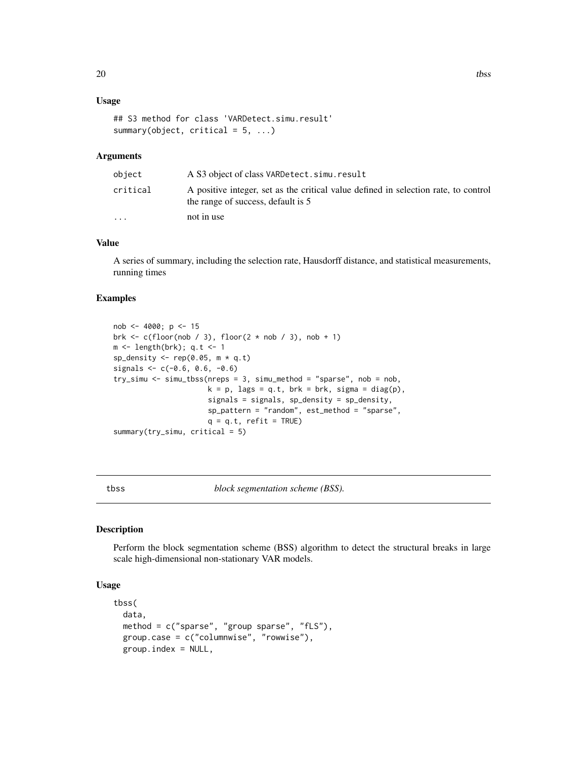## Usage

```
## S3 method for class 'VARDetect.simu.result'
summary(object, critical = 5, ...)
```

## Arguments

| | |
|---|---|
| object | A S3 object of class VARDetect.simu.result |
| critical | A positive integer, set as the critical value defined in selection rate, to control the range of success, default is 5 |
| ... | not in use |

## Value

A series of summary, including the selection rate, Hausdorff distance, and statistical measurements, running times

## Examples

```
nob <- 4000; p <- 15
brk <- c(floor(nob / 3), floor(2 * nob / 3), nob + 1)
m <- length(brk); q.t <- 1
sp_density <- rep(0.05, m * q.t)
signals <- c(-0.6, 0.6, -0.6)
try_simu <- simu_tbss(nreps = 3, simu_method = "sparse", nob = nob,
                      k = p, lags = q.t, brk = brk, sigma = diag(p),
                      signals = signals, sp_density = sp_density,
                      sp_pattern = "random", est_method = "sparse",
                      q = q.t, refit = TRUE)
summary(try_simu, critical = 5)
```

---

# tbss *block segmentation scheme (BSS).*

## Description

Perform the block segmentation scheme (BSS) algorithm to detect the structural breaks in large scale high-dimensional non-stationary VAR models.

## Usage

```
tbss(
  data,
  method = c("sparse", "group sparse", "fLS"),
  group.case = c("columnwise", "rowwise"),
  group.index = NULL,
```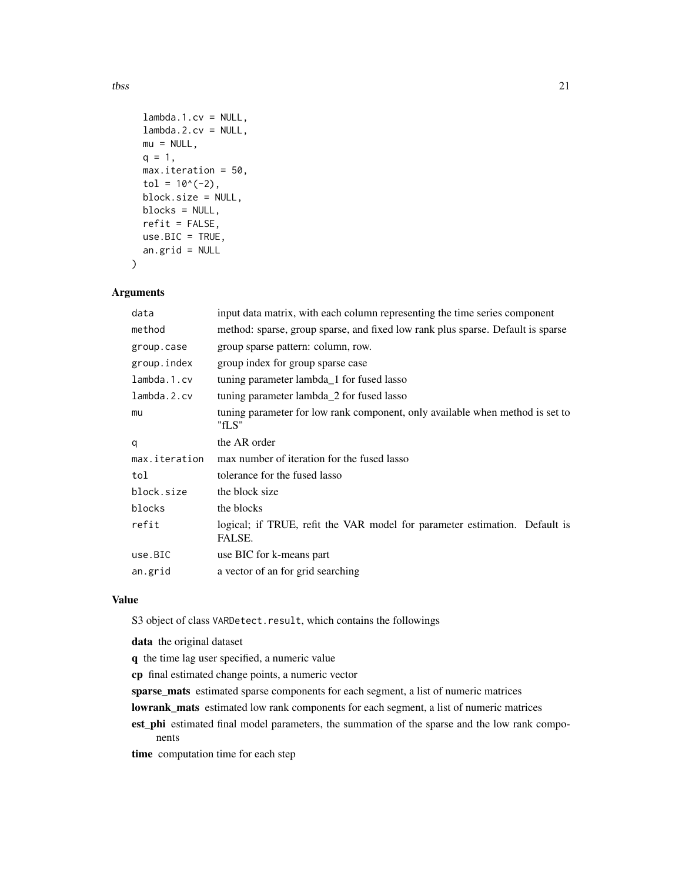```
  lambda.1.cv = NULL,
  lambda.2.cv = NULL,
  mu = NULL,
  q = 1,
  max.iteration = 50,
  tol = 10^(-2),
  block.size = NULL,
  blocks = NULL,
  refit = FALSE,
  use.BIC = TRUE,
  an.grid = NULL
)
```

## Arguments

| | |
|---|---|
| `data` | input data matrix, with each column representing the time series component |
| `method` | method: sparse, group sparse, and fixed low rank plus sparse. Default is sparse |
| `group.case` | group sparse pattern: column, row. |
| `group.index` | group index for group sparse case |
| `lambda.1.cv` | tuning parameter lambda_1 for fused lasso |
| `lambda.2.cv` | tuning parameter lambda_2 for fused lasso |
| `mu` | tuning parameter for low rank component, only available when method is set to "fLS" |
| `q` | the AR order |
| `max.iteration` | max number of iteration for the fused lasso |
| `tol` | tolerance for the fused lasso |
| `block.size` | the block size |
| `blocks` | the blocks |
| `refit` | logical; if TRUE, refit the VAR model for parameter estimation. Default is FALSE. |
| `use.BIC` | use BIC for k-means part |
| `an.grid` | a vector of an for grid searching |

## Value

S3 object of class `VARDetect.result`, which contains the followings

**data** the original dataset

**q** the time lag user specified, a numeric value

**cp** final estimated change points, a numeric vector

**sparse_mats** estimated sparse components for each segment, a list of numeric matrices

**lowrank_mats** estimated low rank components for each segment, a list of numeric matrices

**est_phi** estimated final model parameters, the summation of the sparse and the low rank components

**time** computation time for each step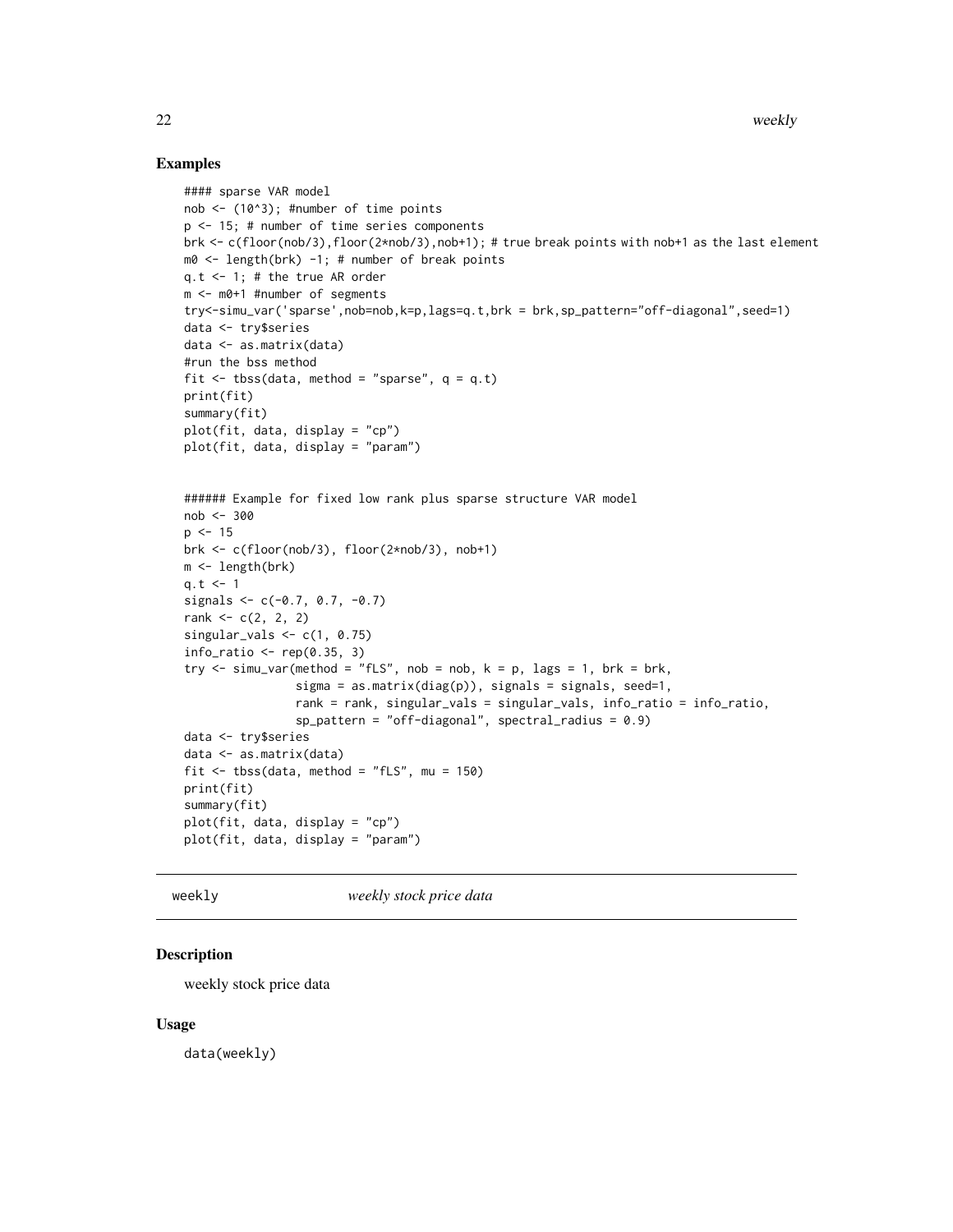## Examples

```
#### sparse VAR model
nob <- (10^3); #number of time points
p <- 15; # number of time series components
brk <- c(floor(nob/3),floor(2*nob/3),nob+1); # true break points with nob+1 as the last element
m0 <- length(brk) -1; # number of break points
q.t <- 1; # the true AR order
m <- m0+1 #number of segments
try<-simu_var('sparse',nob=nob,k=p,lags=q.t,brk = brk,sp_pattern="off-diagonal",seed=1)
data <- try$series
data <- as.matrix(data)
#run the bss method
fit <- tbss(data, method = "sparse", q = q.t)
print(fit)
summary(fit)
plot(fit, data, display = "cp")
plot(fit, data, display = "param")


###### Example for fixed low rank plus sparse structure VAR model
nob <- 300
p <- 15
brk <- c(floor(nob/3), floor(2*nob/3), nob+1)
m <- length(brk)
q.t <- 1
signals <- c(-0.7, 0.7, -0.7)
rank <- c(2, 2, 2)
singular_vals <- c(1, 0.75)
info_ratio <- rep(0.35, 3)
try <- simu_var(method = "fLS", nob = nob, k = p, lags = 1, brk = brk,
                sigma = as.matrix(diag(p)), signals = signals, seed=1,
                rank = rank, singular_vals = singular_vals, info_ratio = info_ratio,
                sp_pattern = "off-diagonal", spectral_radius = 0.9)
data <- try$series
data <- as.matrix(data)
fit <- tbss(data, method = "fLS", mu = 150)
print(fit)
summary(fit)
plot(fit, data, display = "cp")
plot(fit, data, display = "param")
```

---

`weekly` &nbsp;&nbsp;&nbsp;&nbsp; *weekly stock price data*

---

## Description

weekly stock price data

## Usage

```
data(weekly)
```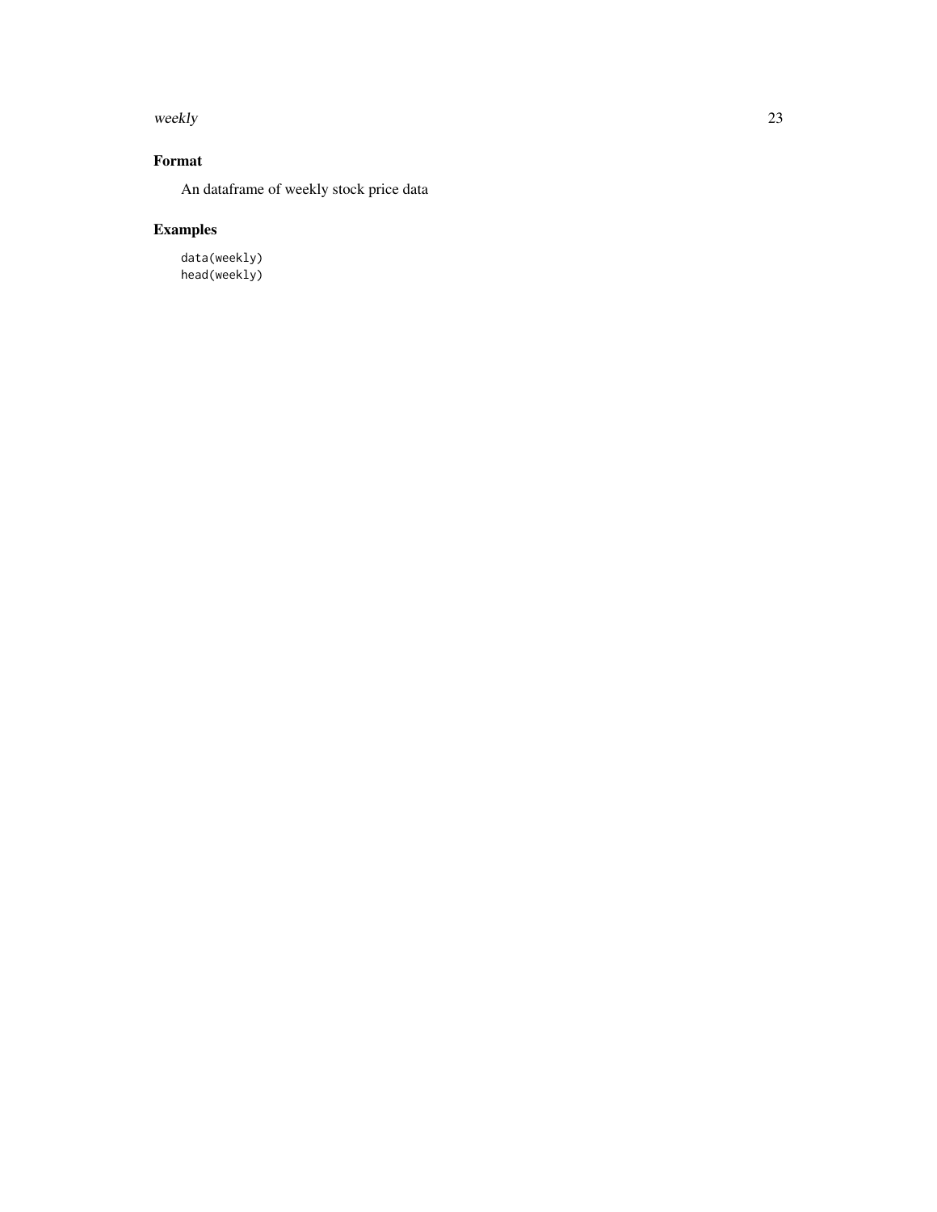### Format

An dataframe of weekly stock price data

### Examples

```
data(weekly)
head(weekly)
```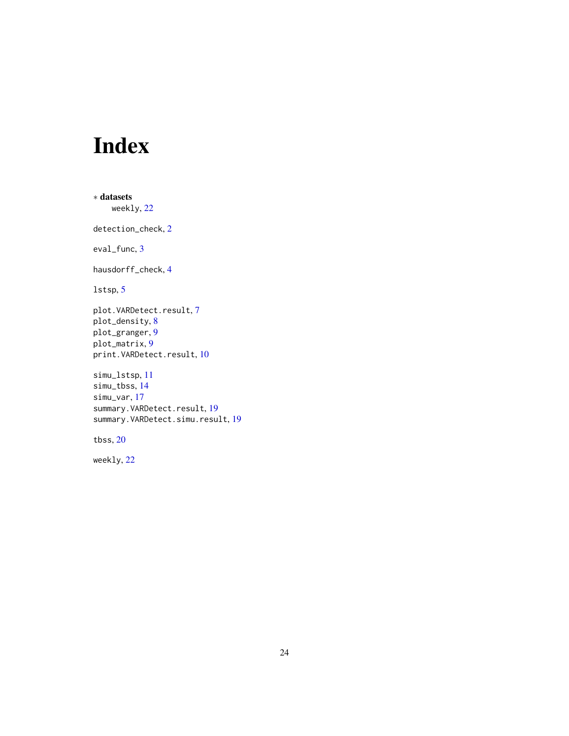# Index

∗ **datasets**
    weekly, 22

detection_check, 2

eval_func, 3

hausdorff_check, 4

lstsp, 5

plot.VARDetect.result, 7
plot_density, 8
plot_granger, 9
plot_matrix, 9
print.VARDetect.result, 10

simu_lstsp, 11
simu_tbss, 14
simu_var, 17
summary.VARDetect.result, 19
summary.VARDetect.simu.result, 19

tbss, 20

weekly, 22